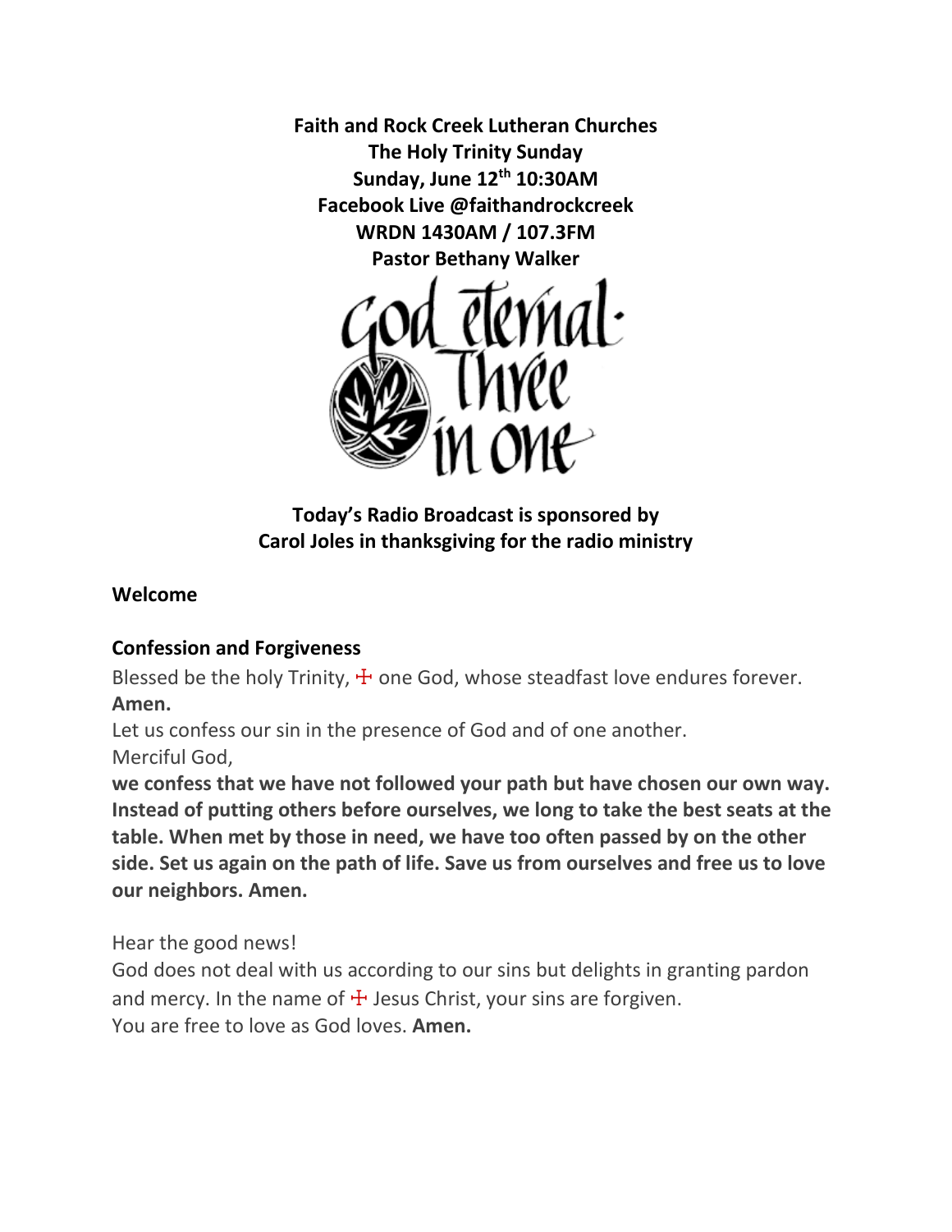**Faith and Rock Creek Lutheran Churches**
**The Holy Trinity Sunday**
**Sunday, June 12th 10:30AM**
**Facebook Live @faithandrockcreek**
**WRDN 1430AM / 107.3FM**
**Pastor Bethany Walker**

God eternal· Three in one

**Today's Radio Broadcast is sponsored by**
**Carol Joles in thanksgiving for the radio ministry**

## Welcome

## Confession and Forgiveness

Blessed be the holy Trinity, ☩ one God, whose steadfast love endures forever.
**Amen.**

Let us confess our sin in the presence of God and of one another.
Merciful God,
**we confess that we have not followed your path but have chosen our own way. Instead of putting others before ourselves, we long to take the best seats at the table. When met by those in need, we have too often passed by on the other side. Set us again on the path of life. Save us from ourselves and free us to love our neighbors. Amen.**

Hear the good news!
God does not deal with us according to our sins but delights in granting pardon and mercy. In the name of ☩ Jesus Christ, your sins are forgiven.
You are free to love as God loves. **Amen.**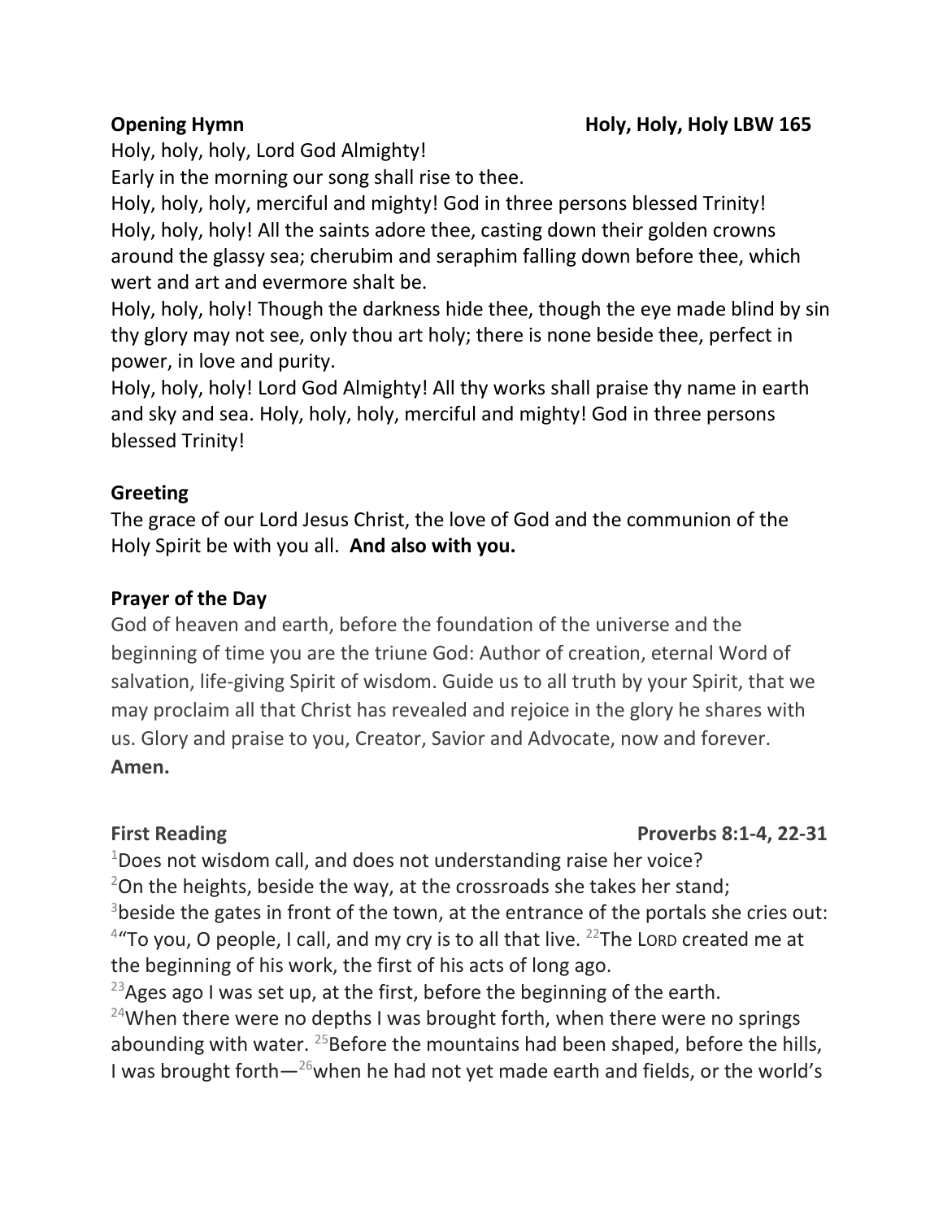**Opening Hymn** **Holy, Holy, Holy LBW 165**

Holy, holy, holy, Lord God Almighty!
Early in the morning our song shall rise to thee.
Holy, holy, holy, merciful and mighty! God in three persons blessed Trinity!
Holy, holy, holy! All the saints adore thee, casting down their golden crowns around the glassy sea; cherubim and seraphim falling down before thee, which wert and art and evermore shalt be.
Holy, holy, holy! Though the darkness hide thee, though the eye made blind by sin thy glory may not see, only thou art holy; there is none beside thee, perfect in power, in love and purity.
Holy, holy, holy! Lord God Almighty! All thy works shall praise thy name in earth and sky and sea. Holy, holy, holy, merciful and mighty! God in three persons blessed Trinity!

**Greeting**

The grace of our Lord Jesus Christ, the love of God and the communion of the Holy Spirit be with you all. **And also with you.**

**Prayer of the Day**

God of heaven and earth, before the foundation of the universe and the beginning of time you are the triune God: Author of creation, eternal Word of salvation, life-giving Spirit of wisdom. Guide us to all truth by your Spirit, that we may proclaim all that Christ has revealed and rejoice in the glory he shares with us. Glory and praise to you, Creator, Savior and Advocate, now and forever. **Amen.**

**First Reading** **Proverbs 8:1-4, 22-31**

[1]Does not wisdom call, and does not understanding raise her voice?
[2]On the heights, beside the way, at the crossroads she takes her stand;
[3]beside the gates in front of the town, at the entrance of the portals she cries out:
[4]"To you, O people, I call, and my cry is to all that live. [22]The LORD created me at the beginning of his work, the first of his acts of long ago.
[23]Ages ago I was set up, at the first, before the beginning of the earth.
[24]When there were no depths I was brought forth, when there were no springs abounding with water. [25]Before the mountains had been shaped, before the hills, I was brought forth—[26]when he had not yet made earth and fields, or the world's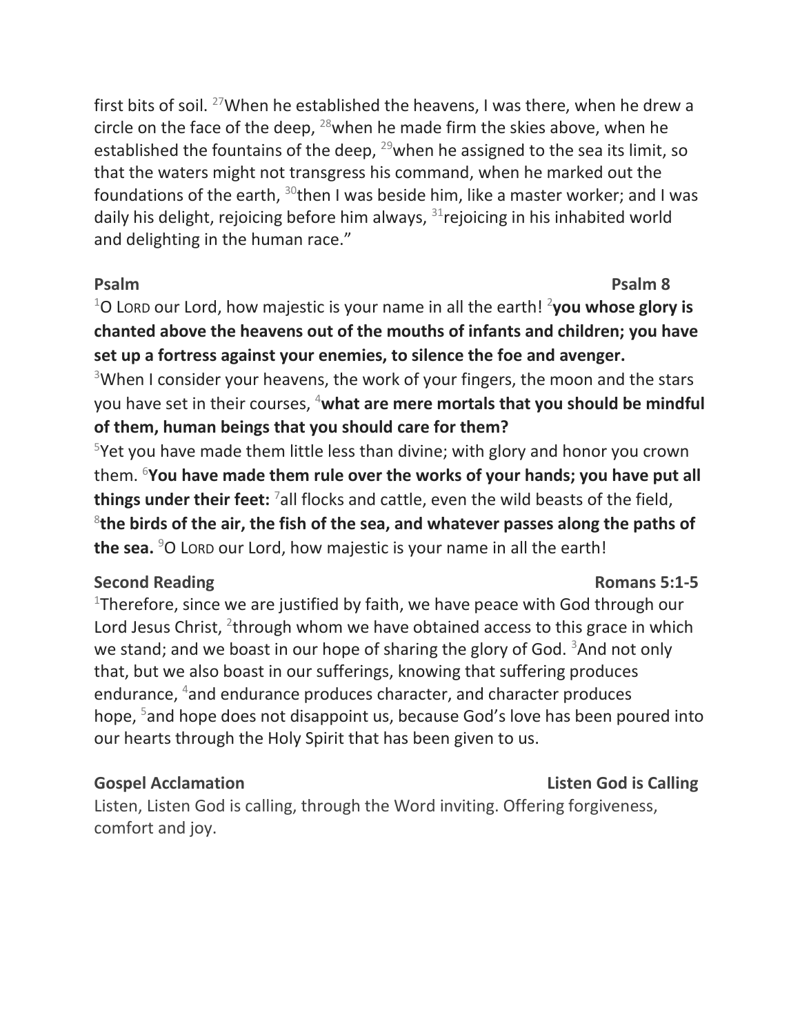first bits of soil. [27]When he established the heavens, I was there, when he drew a circle on the face of the deep, [28]when he made firm the skies above, when he established the fountains of the deep, [29]when he assigned to the sea its limit, so that the waters might not transgress his command, when he marked out the foundations of the earth, [30]then I was beside him, like a master worker; and I was daily his delight, rejoicing before him always, [31]rejoicing in his inhabited world and delighting in the human race."

**Psalm** **Psalm 8**

[1]O LORD our Lord, how majestic is your name in all the earth! [2]**you whose glory is chanted above the heavens out of the mouths of infants and children; you have set up a fortress against your enemies, to silence the foe and avenger.**
[3]When I consider your heavens, the work of your fingers, the moon and the stars you have set in their courses, [4]**what are mere mortals that you should be mindful of them, human beings that you should care for them?**
[5]Yet you have made them little less than divine; with glory and honor you crown them. [6]**You have made them rule over the works of your hands; you have put all things under their feet:** [7]all flocks and cattle, even the wild beasts of the field, [8]**the birds of the air, the fish of the sea, and whatever passes along the paths of the sea.** [9]O LORD our Lord, how majestic is your name in all the earth!

**Second Reading** **Romans 5:1-5**

[1]Therefore, since we are justified by faith, we have peace with God through our Lord Jesus Christ, [2]through whom we have obtained access to this grace in which we stand; and we boast in our hope of sharing the glory of God. [3]And not only that, but we also boast in our sufferings, knowing that suffering produces endurance, [4]and endurance produces character, and character produces hope, [5]and hope does not disappoint us, because God's love has been poured into our hearts through the Holy Spirit that has been given to us.

**Gospel Acclamation** **Listen God is Calling**

Listen, Listen God is calling, through the Word inviting. Offering forgiveness, comfort and joy.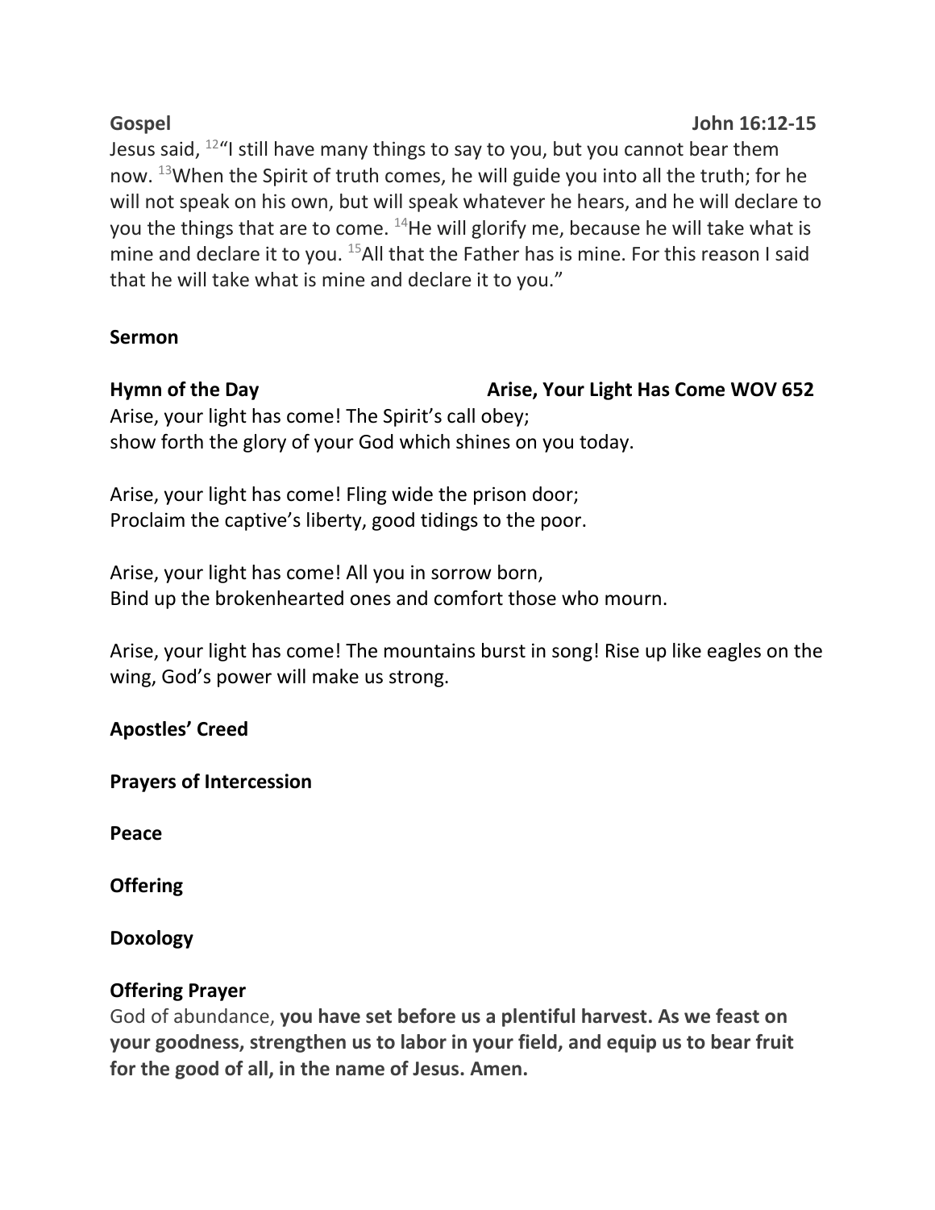**Gospel** **John 16:12-15**

Jesus said, [12]"I still have many things to say to you, but you cannot bear them now. [13]When the Spirit of truth comes, he will guide you into all the truth; for he will not speak on his own, but will speak whatever he hears, and he will declare to you the things that are to come. [14]He will glorify me, because he will take what is mine and declare it to you. [15]All that the Father has is mine. For this reason I said that he will take what is mine and declare it to you."

**Sermon**

**Hymn of the Day** **Arise, Your Light Has Come WOV 652**

Arise, your light has come! The Spirit's call obey;
show forth the glory of your God which shines on you today.

Arise, your light has come! Fling wide the prison door;
Proclaim the captive's liberty, good tidings to the poor.

Arise, your light has come! All you in sorrow born,
Bind up the brokenhearted ones and comfort those who mourn.

Arise, your light has come! The mountains burst in song! Rise up like eagles on the wing, God's power will make us strong.

**Apostles' Creed**

**Prayers of Intercession**

**Peace**

**Offering**

**Doxology**

**Offering Prayer**

God of abundance, **you have set before us a plentiful harvest. As we feast on your goodness, strengthen us to labor in your field, and equip us to bear fruit for the good of all, in the name of Jesus. Amen.**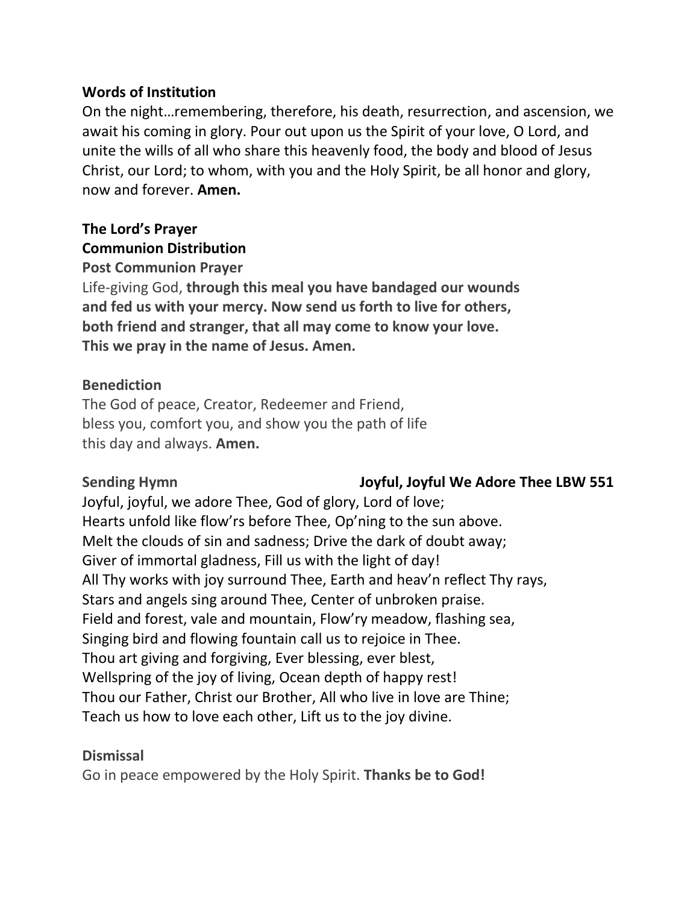**Words of Institution**

On the night…remembering, therefore, his death, resurrection, and ascension, we await his coming in glory. Pour out upon us the Spirit of your love, O Lord, and unite the wills of all who share this heavenly food, the body and blood of Jesus Christ, our Lord; to whom, with you and the Holy Spirit, be all honor and glory, now and forever. **Amen.**

**The Lord's Prayer**

**Communion Distribution**

**Post Communion Prayer**

Life-giving God, **through this meal you have bandaged our wounds and fed us with your mercy. Now send us forth to live for others, both friend and stranger, that all may come to know your love. This we pray in the name of Jesus. Amen.**

**Benediction**

The God of peace, Creator, Redeemer and Friend,
bless you, comfort you, and show you the path of life
this day and always. **Amen.**

**Sending Hymn** **Joyful, Joyful We Adore Thee LBW 551**

Joyful, joyful, we adore Thee, God of glory, Lord of love;
Hearts unfold like flow'rs before Thee, Op'ning to the sun above.
Melt the clouds of sin and sadness; Drive the dark of doubt away;
Giver of immortal gladness, Fill us with the light of day!
All Thy works with joy surround Thee, Earth and heav'n reflect Thy rays,
Stars and angels sing around Thee, Center of unbroken praise.
Field and forest, vale and mountain, Flow'ry meadow, flashing sea,
Singing bird and flowing fountain call us to rejoice in Thee.
Thou art giving and forgiving, Ever blessing, ever blest,
Wellspring of the joy of living, Ocean depth of happy rest!
Thou our Father, Christ our Brother, All who live in love are Thine;
Teach us how to love each other, Lift us to the joy divine.

**Dismissal**

Go in peace empowered by the Holy Spirit. **Thanks be to God!**